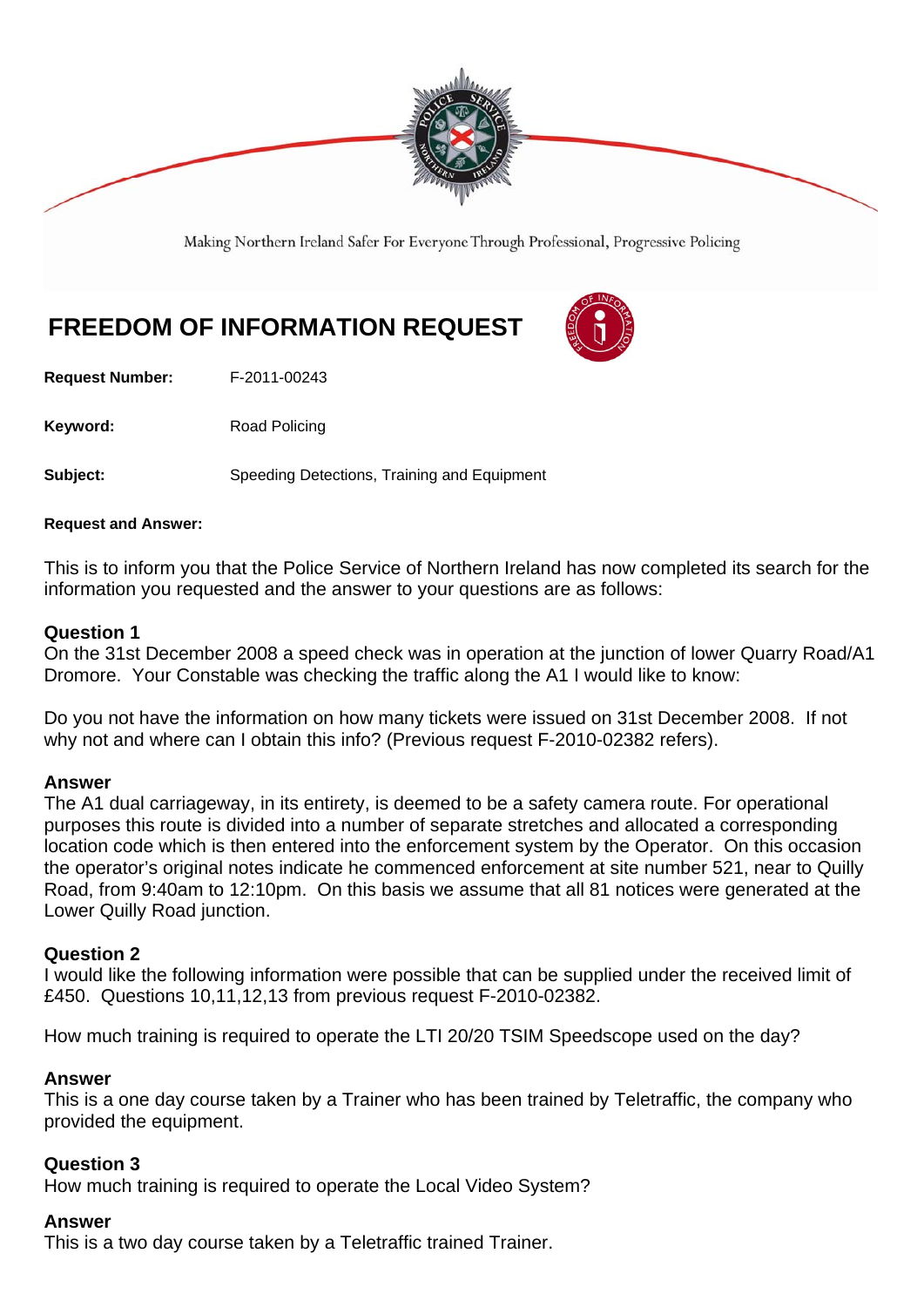Making Northern Ireland Safer For Everyone Through Professional, Progressive Policing

# FREEDOM OF INFORMATION REQUEST

**Request Number:** F-2011-00243

**Keyword:** Road Policing

**Subject:** Speeding Detections, Training and Equipment

**Request and Answer:**

This is to inform you that the Police Service of Northern Ireland has now completed its search for the information you requested and the answer to your questions are as follows:

### Question 1

On the 31st December 2008 a speed check was in operation at the junction of lower Quarry Road/A1 Dromore. Your Constable was checking the traffic along the A1 I would like to know:

Do you not have the information on how many tickets were issued on 31st December 2008. If not why not and where can I obtain this info? (Previous request F-2010-02382 refers).

### Answer

The A1 dual carriageway, in its entirety, is deemed to be a safety camera route. For operational purposes this route is divided into a number of separate stretches and allocated a corresponding location code which is then entered into the enforcement system by the Operator. On this occasion the operator's original notes indicate he commenced enforcement at site number 521, near to Quilly Road, from 9:40am to 12:10pm. On this basis we assume that all 81 notices were generated at the Lower Quilly Road junction.

### Question 2

I would like the following information were possible that can be supplied under the received limit of £450. Questions 10,11,12,13 from previous request F-2010-02382.

How much training is required to operate the LTI 20/20 TSIM Speedscope used on the day?

### Answer

This is a one day course taken by a Trainer who has been trained by Teletraffic, the company who provided the equipment.

### Question 3

How much training is required to operate the Local Video System?

### Answer

This is a two day course taken by a Teletraffic trained Trainer.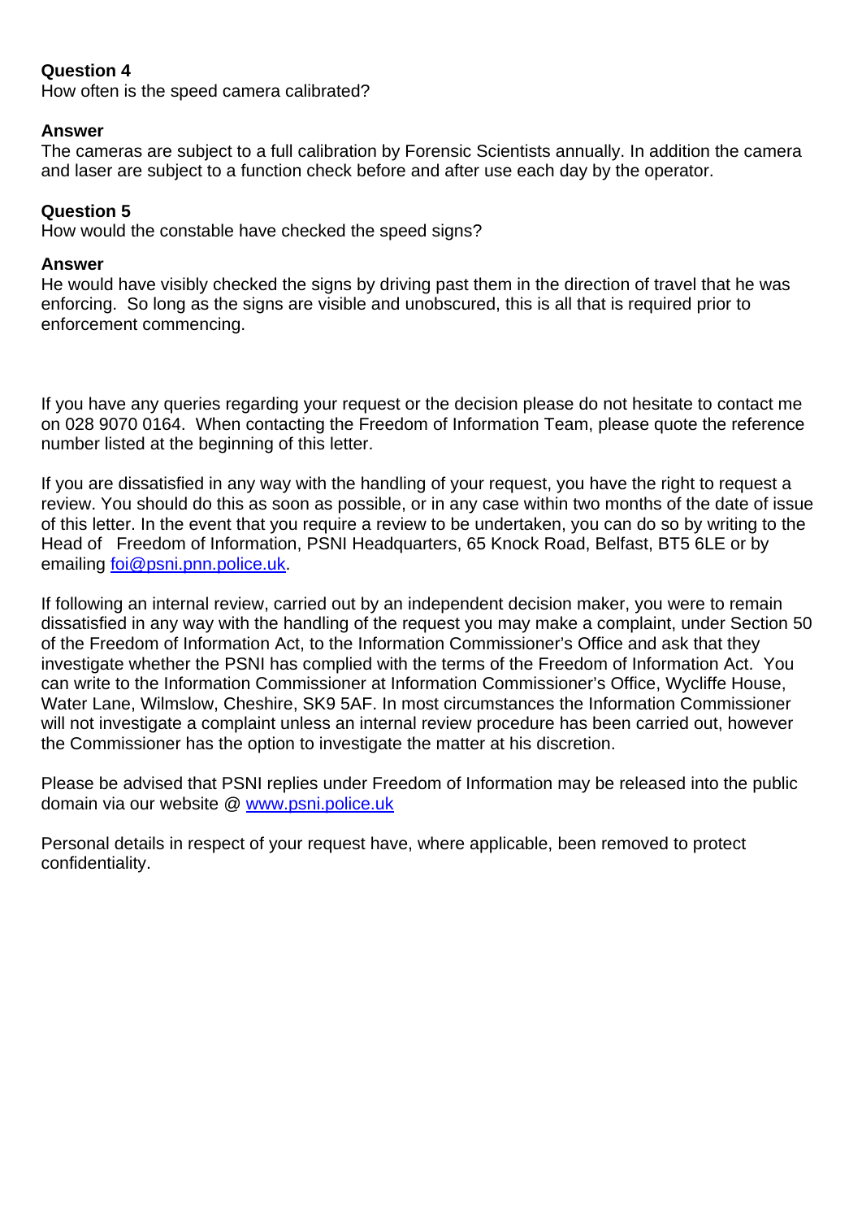**Question 4**
How often is the speed camera calibrated?

**Answer**
The cameras are subject to a full calibration by Forensic Scientists annually. In addition the camera and laser are subject to a function check before and after use each day by the operator.

**Question 5**
How would the constable have checked the speed signs?

**Answer**
He would have visibly checked the signs by driving past them in the direction of travel that he was enforcing. So long as the signs are visible and unobscured, this is all that is required prior to enforcement commencing.

If you have any queries regarding your request or the decision please do not hesitate to contact me on 028 9070 0164. When contacting the Freedom of Information Team, please quote the reference number listed at the beginning of this letter.

If you are dissatisfied in any way with the handling of your request, you have the right to request a review. You should do this as soon as possible, or in any case within two months of the date of issue of this letter. In the event that you require a review to be undertaken, you can do so by writing to the Head of Freedom of Information, PSNI Headquarters, 65 Knock Road, Belfast, BT5 6LE or by emailing [foi@psni.pnn.police.uk](mailto:foi@psni.pnn.police.uk).

If following an internal review, carried out by an independent decision maker, you were to remain dissatisfied in any way with the handling of the request you may make a complaint, under Section 50 of the Freedom of Information Act, to the Information Commissioner's Office and ask that they investigate whether the PSNI has complied with the terms of the Freedom of Information Act. You can write to the Information Commissioner at Information Commissioner's Office, Wycliffe House, Water Lane, Wilmslow, Cheshire, SK9 5AF. In most circumstances the Information Commissioner will not investigate a complaint unless an internal review procedure has been carried out, however the Commissioner has the option to investigate the matter at his discretion.

Please be advised that PSNI replies under Freedom of Information may be released into the public domain via our website @ [www.psni.police.uk](http://www.psni.police.uk)

Personal details in respect of your request have, where applicable, been removed to protect confidentiality.